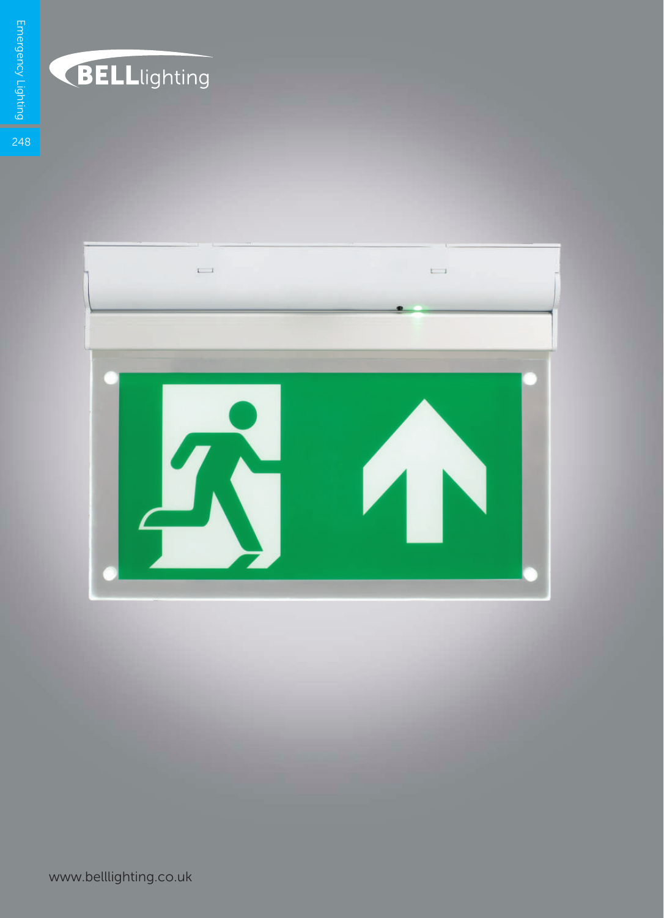Emergency Lighting

BELLlighting

www.belllighting.co.uk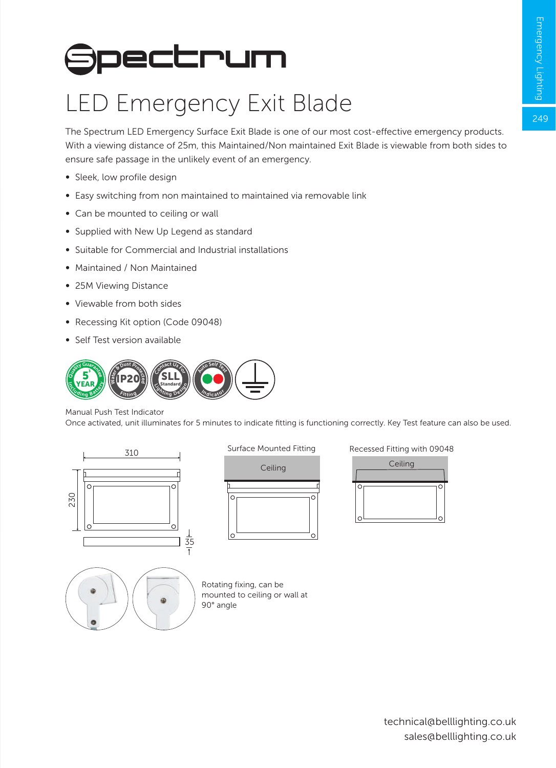# Spectrum

## LED Emergency Exit Blade

The Spectrum LED Emergency Surface Exit Blade is one of our most cost-effective emergency products. With a viewing distance of 25m, this Maintained/Non maintained Exit Blade is viewable from both sides to ensure safe passage in the unlikely event of an emergency.

- Sleek, low profile design
- Easy switching from non maintained to maintained via removable link
- Can be mounted to ceiling or wall
- Supplied with New Up Legend as standard
- Suitable for Commercial and Industrial installations
- Maintained / Non Maintained
- 25M Viewing Distance
- Viewable from both sides
- Recessing Kit option (Code 09048)
- Self Test version available

Manual Push Test Indicator
Once activated, unit illuminates for 5 minutes to indicate fitting is functioning correctly. Key Test feature can also be used.

310

230

35

Surface Mounted Fitting

Ceiling

Recessed Fitting with 09048

Ceiling

Rotating fixing, can be mounted to ceiling or wall at 90° angle

technical@belllighting.co.uk
sales@belllighting.co.uk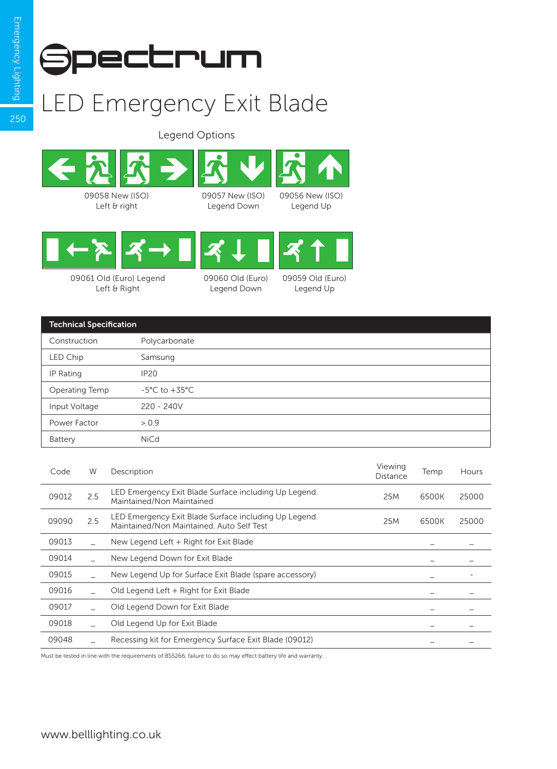# Spectrum

## LED Emergency Exit Blade

### Legend Options

09058 New (ISO) Left & right

09057 New (ISO) Legend Down

09056 New (ISO) Legend Up

09061 Old (Euro) Legend Left & Right

09060 Old (Euro) Legend Down

09059 Old (Euro) Legend Up

| Technical Specification | |
|---|---|
| Construction | Polycarbonate |
| LED Chip | Samsung |
| IP Rating | IP20 |
| Operating Temp | -5°C to +35°C |
| Input Voltage | 220 - 240V |
| Power Factor | > 0.9 |
| Battery | NiCd |

| Code | W | Description | Viewing Distance | Temp | Hours |
|---|---|---|---|---|---|
| 09012 | 2.5 | LED Emergency Exit Blade Surface including Up Legend. Maintained/Non Maintained | 25M | 6500K | 25000 |
| 09090 | 2.5 | LED Emergency Exit Blade Surface including Up Legend. Maintained/Non Maintained. Auto Self Test | 25M | 6500K | 25000 |
| 09013 | _ | New Legend Left + Right for Exit Blade | | _ | _ |
| 09014 | _ | New Legend Down for Exit Blade | | _ | _ |
| 09015 | _ | New Legend Up for Surface Exit Blade (spare accessory) | | _ | - |
| 09016 | _ | Old Legend Left + Right for Exit Blade | | _ | _ |
| 09017 | _ | Old Legend Down for Exit Blade | | _ | _ |
| 09018 | _ | Old Legend Up for Exit Blade | | _ | _ |
| 09048 | _ | Recessing kit for Emergency Surface Exit Blade (09012) | | _ | _ |

Must be tested in line with the requirements of BS5266, failure to do so may effect battery life and warranty.

www.belllighting.co.uk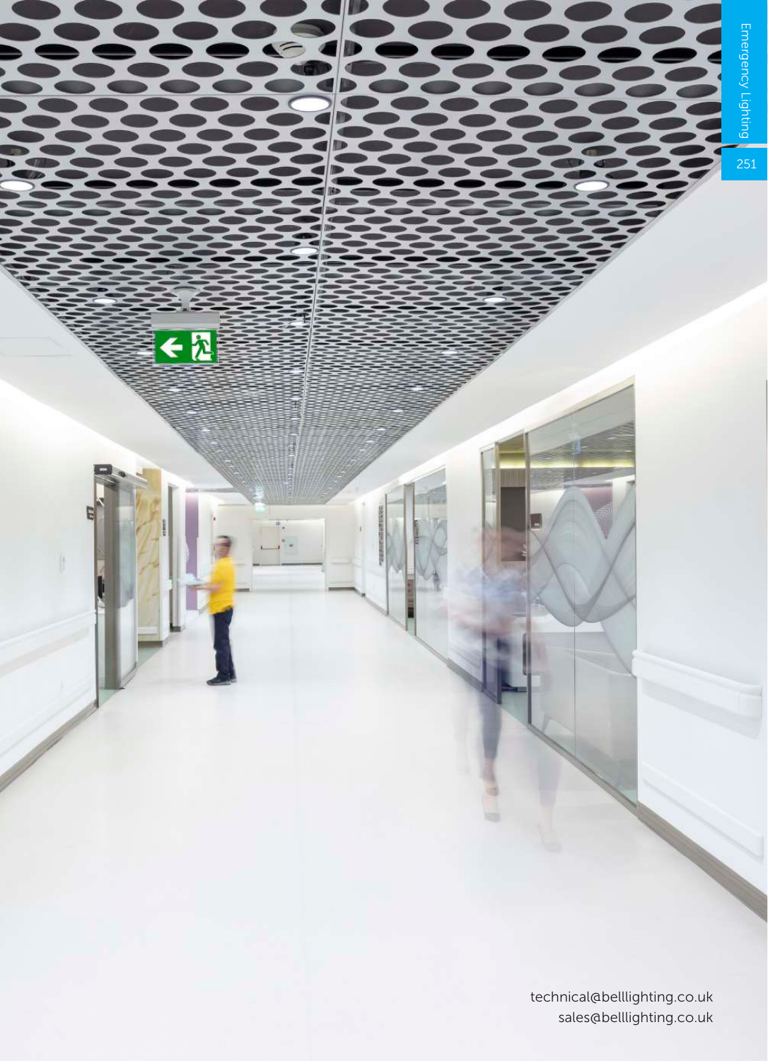technical@belllighting.co.uk
sales@belllighting.co.uk